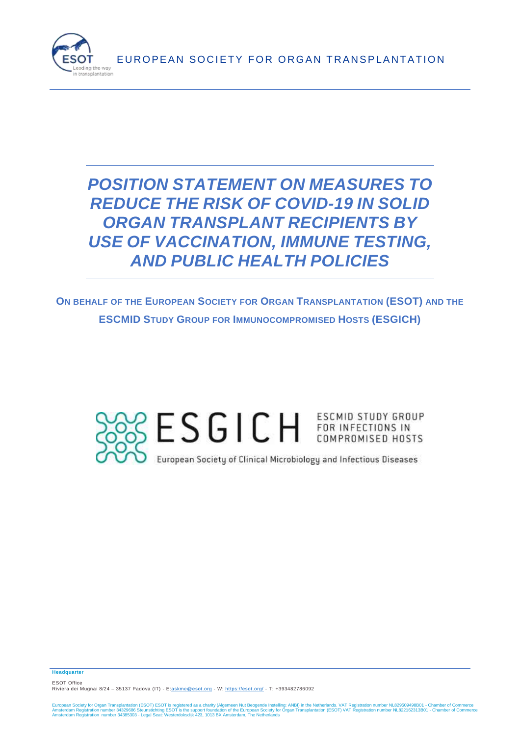EUROPEAN SOCIETY FOR ORGAN TRANSPLANTATION

# *POSITION STATEMENT ON MEASURES TO REDUCE THE RISK OF COVID-19 IN SOLID ORGAN TRANSPLANT RECIPIENTS BY USE OF VACCINATION, IMMUNE TESTING, AND PUBLIC HEALTH POLICIES*

**ON BEHALF OF THE EUROPEAN SOCIETY FOR ORGAN TRANSPLANTATION (ESOT) AND THE ESCMID STUDY GROUP FOR IMMUNOCOMPROMISED HOSTS (ESGICH)**

ESGICH ESCMID STUDY GROUP FOR INFECTIONS IN COMPROMISED HOSTS

European Society of Clinical Microbiology and Infectious Diseases

**Headquarter**

ESOT Office
Riviera dei Mugnai 8/24 – 35137 Padova (IT) - E:askme@esot.org - W: https://esot.org/ - T: +393482786092

European Society for Organ Transplantation (ESOT) ESOT is registered as a charity (Algemeen Nut Beogende Instelling: ANBI) in the Netherlands. VAT Registration number NL829509498B01 - Chamber of Commerce Amsterdam Registration number 34329686 Steunstichting ESOT is the support foundation of the European Society for Organ Transplantation (ESOT) VAT Registration number NL822162313B01 - Chamber of Commerce Amsterdam Registration number 34385303 - Legal Seat: Westerdoksdijk 423, 1013 BX Amsterdam, The Netherlands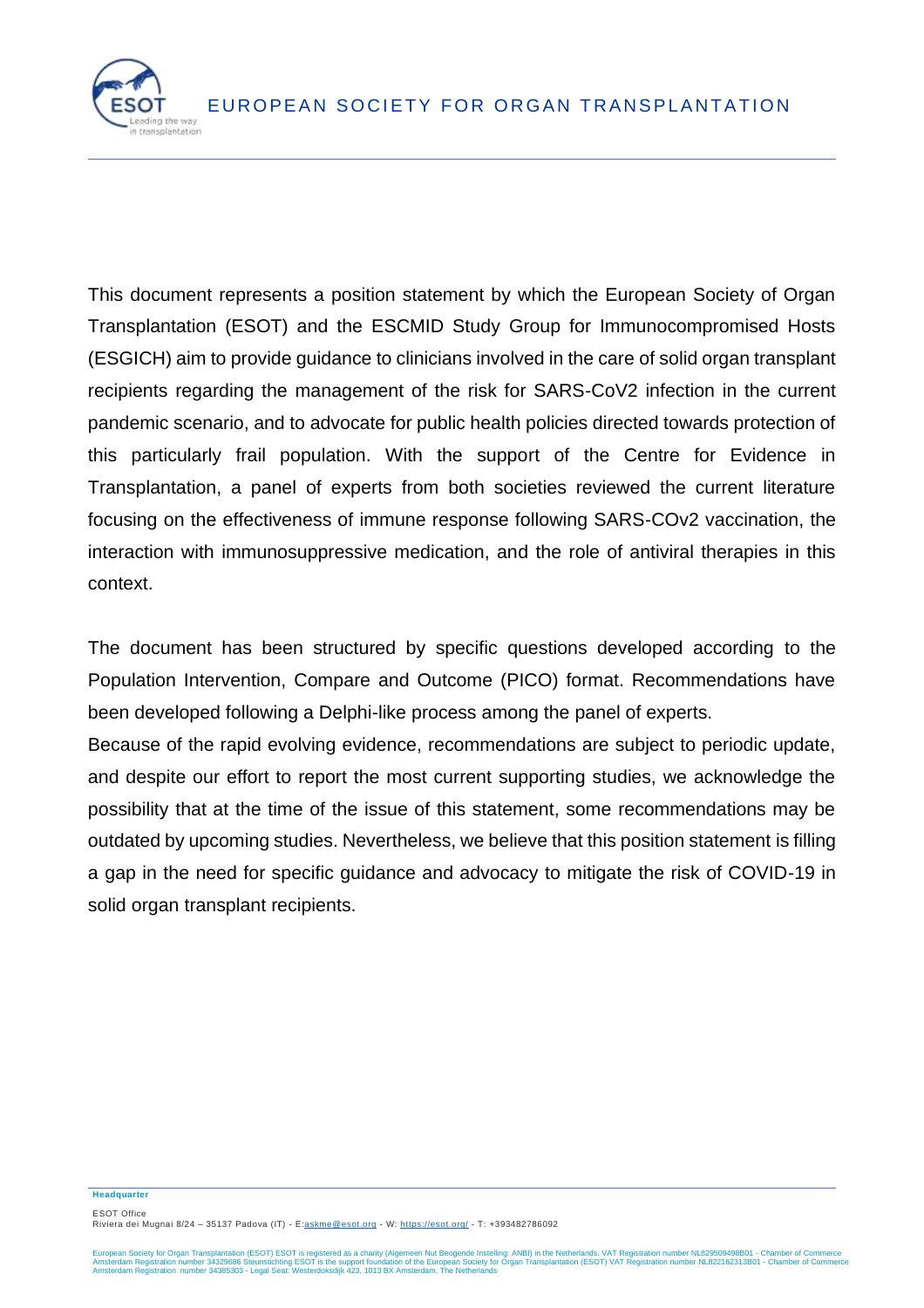This document represents a position statement by which the European Society of Organ Transplantation (ESOT) and the ESCMID Study Group for Immunocompromised Hosts (ESGICH) aim to provide guidance to clinicians involved in the care of solid organ transplant recipients regarding the management of the risk for SARS-CoV2 infection in the current pandemic scenario, and to advocate for public health policies directed towards protection of this particularly frail population. With the support of the Centre for Evidence in Transplantation, a panel of experts from both societies reviewed the current literature focusing on the effectiveness of immune response following SARS-COv2 vaccination, the interaction with immunosuppressive medication, and the role of antiviral therapies in this context.

The document has been structured by specific questions developed according to the Population Intervention, Compare and Outcome (PICO) format. Recommendations have been developed following a Delphi-like process among the panel of experts.

Because of the rapid evolving evidence, recommendations are subject to periodic update, and despite our effort to report the most current supporting studies, we acknowledge the possibility that at the time of the issue of this statement, some recommendations may be outdated by upcoming studies. Nevertheless, we believe that this position statement is filling a gap in the need for specific guidance and advocacy to mitigate the risk of COVID-19 in solid organ transplant recipients.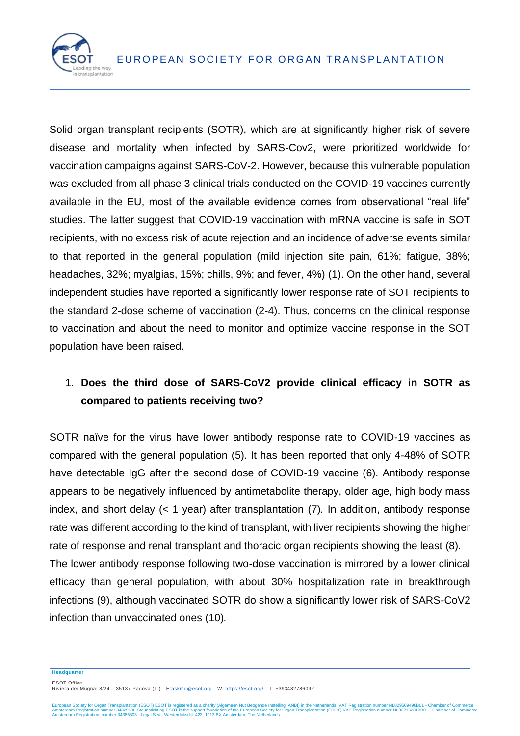Solid organ transplant recipients (SOTR), which are at significantly higher risk of severe disease and mortality when infected by SARS-Cov2, were prioritized worldwide for vaccination campaigns against SARS-CoV-2. However, because this vulnerable population was excluded from all phase 3 clinical trials conducted on the COVID-19 vaccines currently available in the EU, most of the available evidence comes from observational "real life" studies. The latter suggest that COVID-19 vaccination with mRNA vaccine is safe in SOT recipients, with no excess risk of acute rejection and an incidence of adverse events similar to that reported in the general population (mild injection site pain, 61%; fatigue, 38%; headaches, 32%; myalgias, 15%; chills, 9%; and fever, 4%) (1). On the other hand, several independent studies have reported a significantly lower response rate of SOT recipients to the standard 2-dose scheme of vaccination (2-4). Thus, concerns on the clinical response to vaccination and about the need to monitor and optimize vaccine response in the SOT population have been raised.

1. **Does the third dose of SARS-CoV2 provide clinical efficacy in SOTR as compared to patients receiving two?**

SOTR naïve for the virus have lower antibody response rate to COVID-19 vaccines as compared with the general population (5). It has been reported that only 4-48% of SOTR have detectable IgG after the second dose of COVID-19 vaccine (6). Antibody response appears to be negatively influenced by antimetabolite therapy, older age, high body mass index, and short delay (< 1 year) after transplantation (7). In addition, antibody response rate was different according to the kind of transplant, with liver recipients showing the higher rate of response and renal transplant and thoracic organ recipients showing the least (8).

The lower antibody response following two-dose vaccination is mirrored by a lower clinical efficacy than general population, with about 30% hospitalization rate in breakthrough infections (9), although vaccinated SOTR do show a significantly lower risk of SARS-CoV2 infection than unvaccinated ones (10).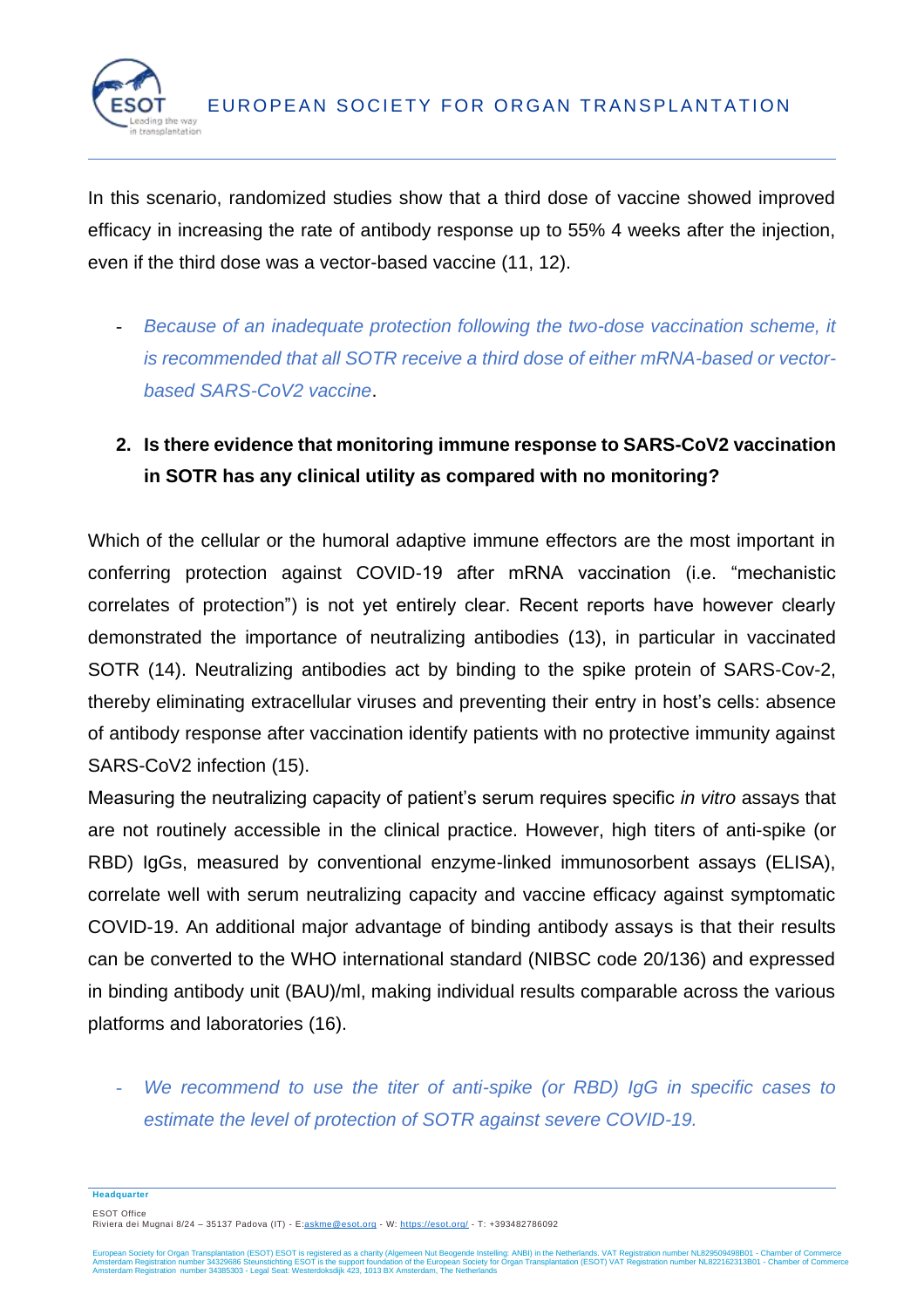In this scenario, randomized studies show that a third dose of vaccine showed improved efficacy in increasing the rate of antibody response up to 55% 4 weeks after the injection, even if the third dose was a vector-based vaccine (11, 12).

- *Because of an inadequate protection following the two-dose vaccination scheme, it is recommended that all SOTR receive a third dose of either mRNA-based or vector-based SARS-CoV2 vaccine*.

2. **Is there evidence that monitoring immune response to SARS-CoV2 vaccination in SOTR has any clinical utility as compared with no monitoring?**

Which of the cellular or the humoral adaptive immune effectors are the most important in conferring protection against COVID-19 after mRNA vaccination (i.e. "mechanistic correlates of protection") is not yet entirely clear. Recent reports have however clearly demonstrated the importance of neutralizing antibodies (13), in particular in vaccinated SOTR (14). Neutralizing antibodies act by binding to the spike protein of SARS-Cov-2, thereby eliminating extracellular viruses and preventing their entry in host's cells: absence of antibody response after vaccination identify patients with no protective immunity against SARS-CoV2 infection (15).

Measuring the neutralizing capacity of patient's serum requires specific *in vitro* assays that are not routinely accessible in the clinical practice. However, high titers of anti-spike (or RBD) IgGs, measured by conventional enzyme-linked immunosorbent assays (ELISA), correlate well with serum neutralizing capacity and vaccine efficacy against symptomatic COVID-19. An additional major advantage of binding antibody assays is that their results can be converted to the WHO international standard (NIBSC code 20/136) and expressed in binding antibody unit (BAU)/ml, making individual results comparable across the various platforms and laboratories (16).

- *We recommend to use the titer of anti-spike (or RBD) IgG in specific cases to estimate the level of protection of SOTR against severe COVID-19.*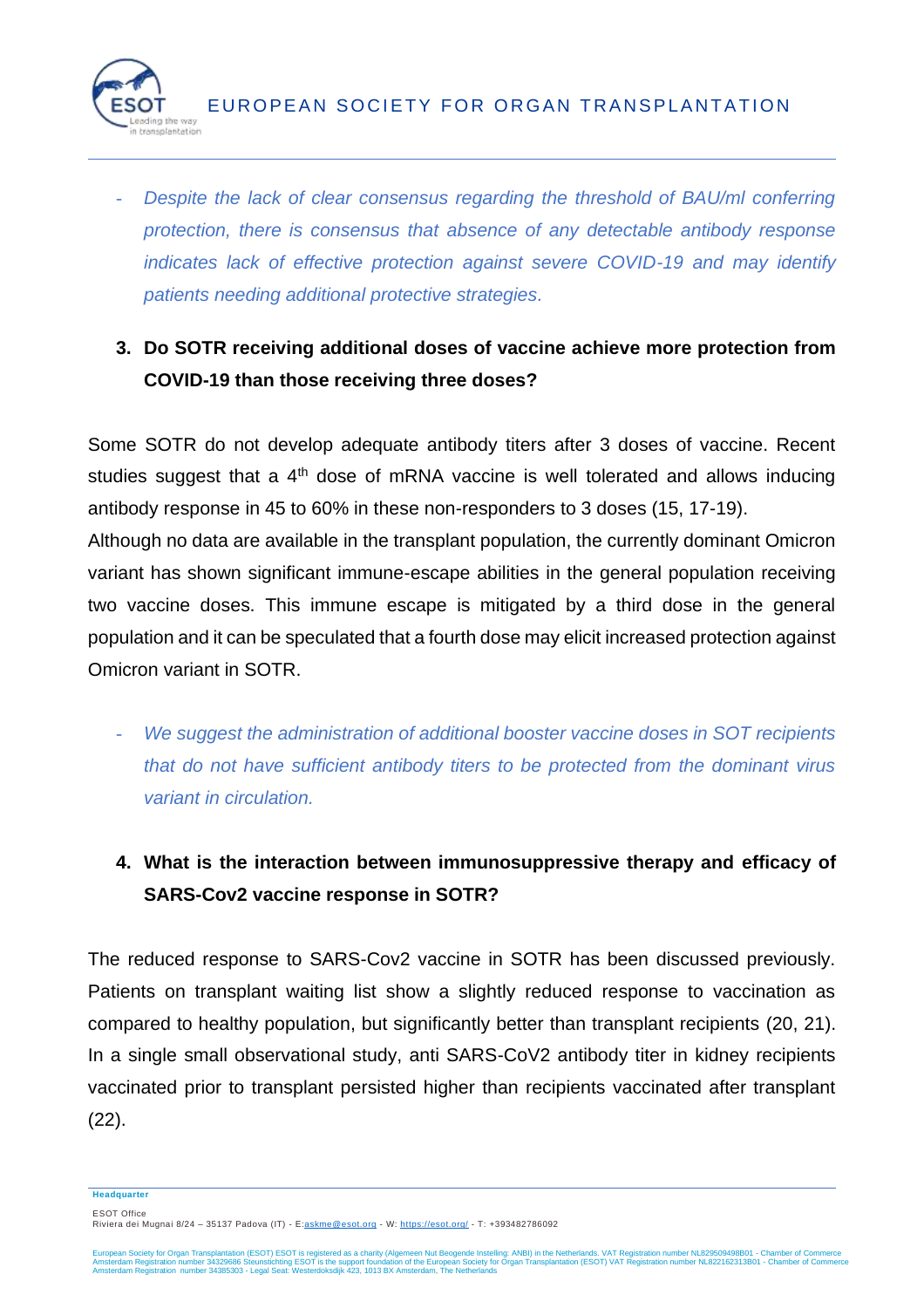- *Despite the lack of clear consensus regarding the threshold of BAU/ml conferring protection, there is consensus that absence of any detectable antibody response indicates lack of effective protection against severe COVID-19 and may identify patients needing additional protective strategies.*

### 3. Do SOTR receiving additional doses of vaccine achieve more protection from COVID-19 than those receiving three doses?

Some SOTR do not develop adequate antibody titers after 3 doses of vaccine. Recent studies suggest that a 4$^{th}$ dose of mRNA vaccine is well tolerated and allows inducing antibody response in 45 to 60% in these non-responders to 3 doses (15, 17-19).

Although no data are available in the transplant population, the currently dominant Omicron variant has shown significant immune-escape abilities in the general population receiving two vaccine doses. This immune escape is mitigated by a third dose in the general population and it can be speculated that a fourth dose may elicit increased protection against Omicron variant in SOTR.

- *We suggest the administration of additional booster vaccine doses in SOT recipients that do not have sufficient antibody titers to be protected from the dominant virus variant in circulation.*

### 4. What is the interaction between immunosuppressive therapy and efficacy of SARS-Cov2 vaccine response in SOTR?

The reduced response to SARS-Cov2 vaccine in SOTR has been discussed previously. Patients on transplant waiting list show a slightly reduced response to vaccination as compared to healthy population, but significantly better than transplant recipients (20, 21). In a single small observational study, anti SARS-CoV2 antibody titer in kidney recipients vaccinated prior to transplant persisted higher than recipients vaccinated after transplant (22).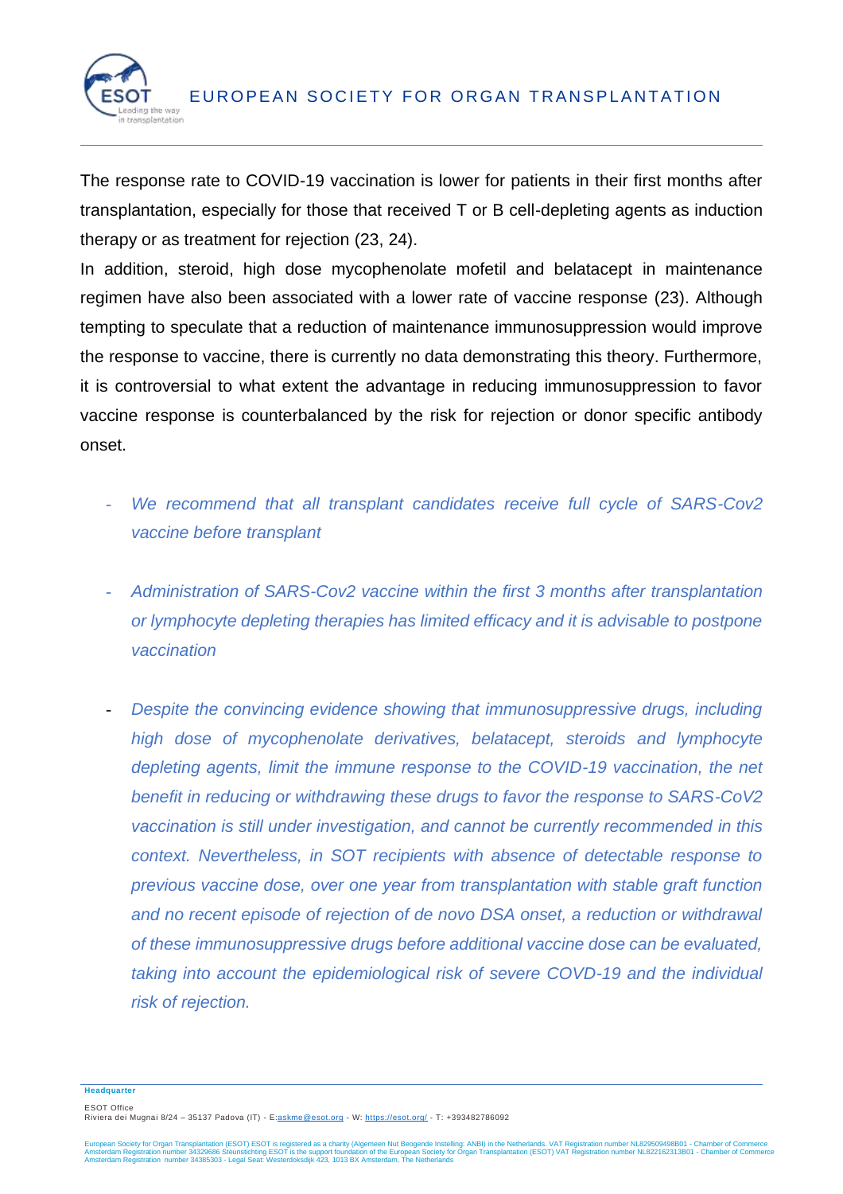The response rate to COVID-19 vaccination is lower for patients in their first months after transplantation, especially for those that received T or B cell-depleting agents as induction therapy or as treatment for rejection (23, 24).

In addition, steroid, high dose mycophenolate mofetil and belatacept in maintenance regimen have also been associated with a lower rate of vaccine response (23). Although tempting to speculate that a reduction of maintenance immunosuppression would improve the response to vaccine, there is currently no data demonstrating this theory. Furthermore, it is controversial to what extent the advantage in reducing immunosuppression to favor vaccine response is counterbalanced by the risk for rejection or donor specific antibody onset.

- *We recommend that all transplant candidates receive full cycle of SARS-Cov2 vaccine before transplant*

- *Administration of SARS-Cov2 vaccine within the first 3 months after transplantation or lymphocyte depleting therapies has limited efficacy and it is advisable to postpone vaccination*

- *Despite the convincing evidence showing that immunosuppressive drugs, including high dose of mycophenolate derivatives, belatacept, steroids and lymphocyte depleting agents, limit the immune response to the COVID-19 vaccination, the net benefit in reducing or withdrawing these drugs to favor the response to SARS-CoV2 vaccination is still under investigation, and cannot be currently recommended in this context. Nevertheless, in SOT recipients with absence of detectable response to previous vaccine dose, over one year from transplantation with stable graft function and no recent episode of rejection of de novo DSA onset, a reduction or withdrawal of these immunosuppressive drugs before additional vaccine dose can be evaluated, taking into account the epidemiological risk of severe COVD-19 and the individual risk of rejection.*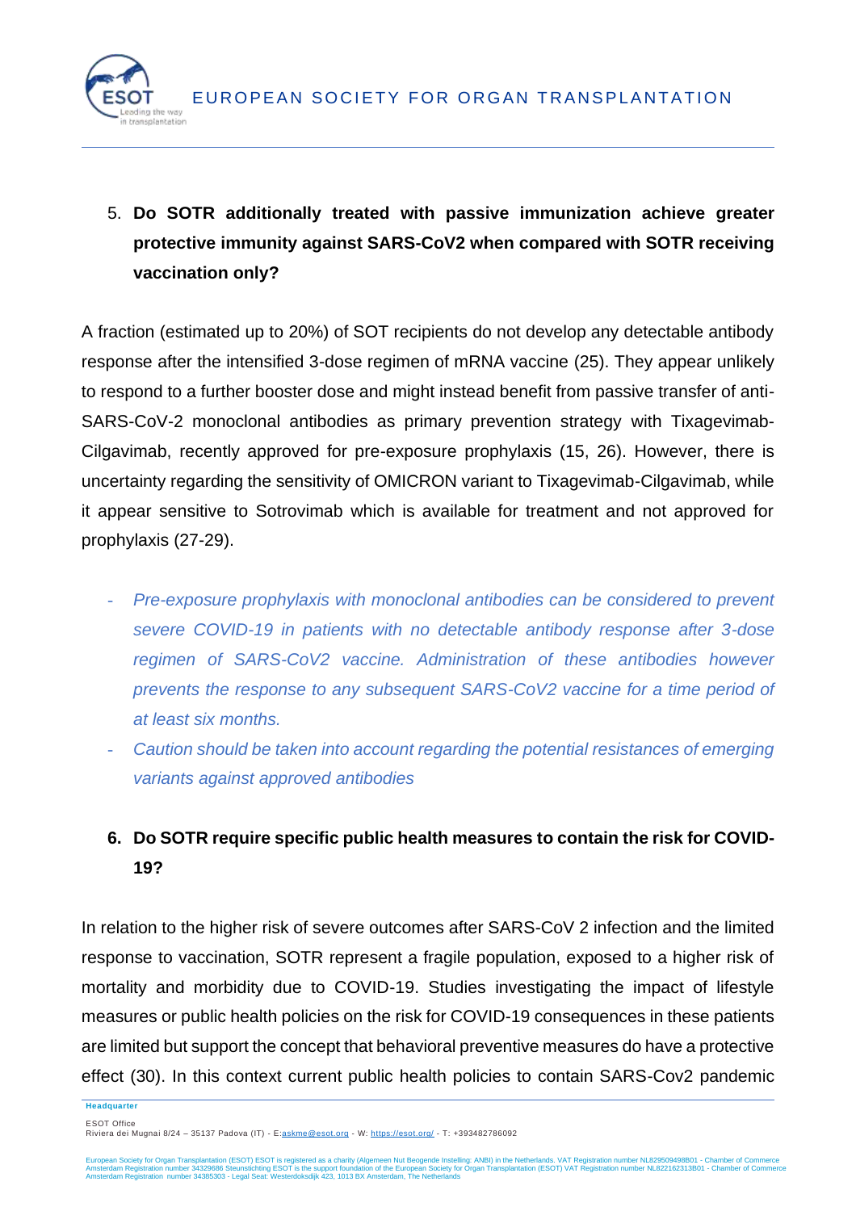5. **Do SOTR additionally treated with passive immunization achieve greater protective immunity against SARS-CoV2 when compared with SOTR receiving vaccination only?**

A fraction (estimated up to 20%) of SOT recipients do not develop any detectable antibody response after the intensified 3-dose regimen of mRNA vaccine (25). They appear unlikely to respond to a further booster dose and might instead benefit from passive transfer of anti-SARS-CoV-2 monoclonal antibodies as primary prevention strategy with Tixagevimab-Cilgavimab, recently approved for pre-exposure prophylaxis (15, 26). However, there is uncertainty regarding the sensitivity of OMICRON variant to Tixagevimab-Cilgavimab, while it appear sensitive to Sotrovimab which is available for treatment and not approved for prophylaxis (27-29).

- *Pre-exposure prophylaxis with monoclonal antibodies can be considered to prevent severe COVID-19 in patients with no detectable antibody response after 3-dose regimen of SARS-CoV2 vaccine. Administration of these antibodies however prevents the response to any subsequent SARS-CoV2 vaccine for a time period of at least six months.*
- *Caution should be taken into account regarding the potential resistances of emerging variants against approved antibodies*

6. **Do SOTR require specific public health measures to contain the risk for COVID-19?**

In relation to the higher risk of severe outcomes after SARS-CoV 2 infection and the limited response to vaccination, SOTR represent a fragile population, exposed to a higher risk of mortality and morbidity due to COVID-19. Studies investigating the impact of lifestyle measures or public health policies on the risk for COVID-19 consequences in these patients are limited but support the concept that behavioral preventive measures do have a protective effect (30). In this context current public health policies to contain SARS-Cov2 pandemic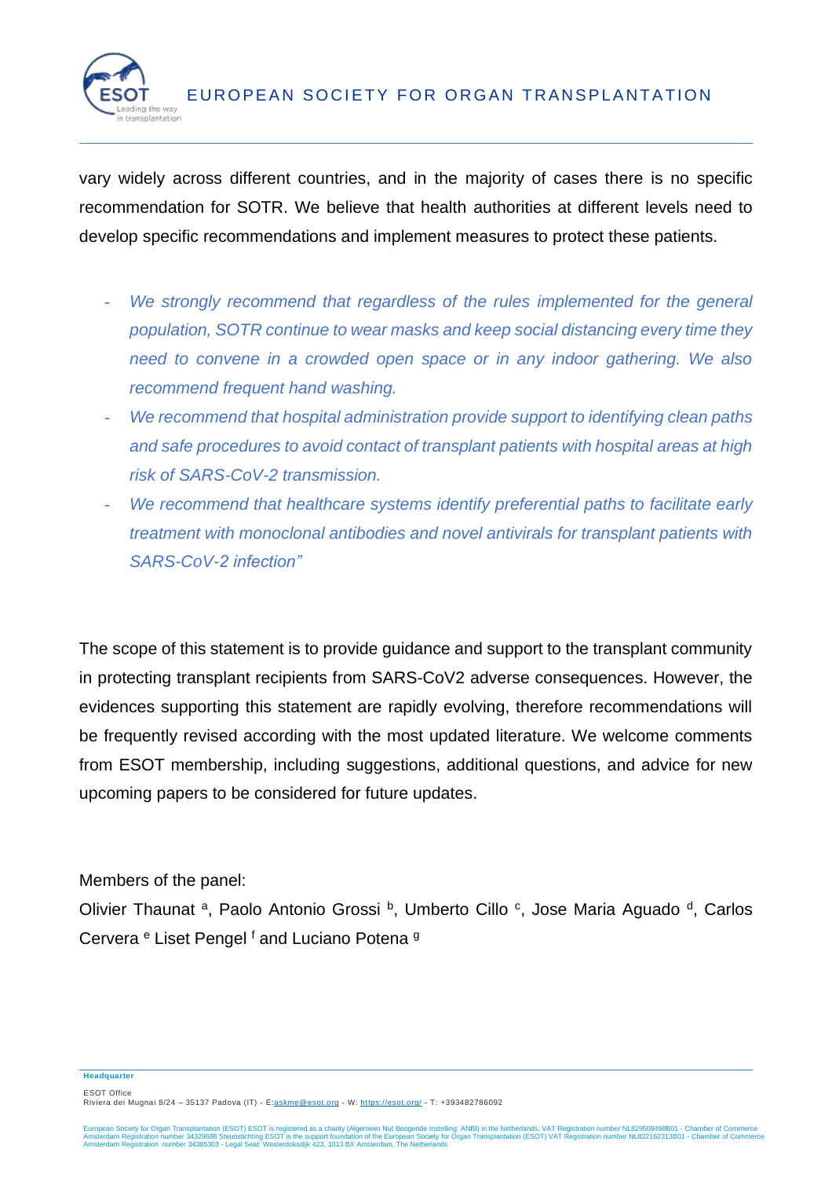vary widely across different countries, and in the majority of cases there is no specific recommendation for SOTR. We believe that health authorities at different levels need to develop specific recommendations and implement measures to protect these patients.

- *We strongly recommend that regardless of the rules implemented for the general population, SOTR continue to wear masks and keep social distancing every time they need to convene in a crowded open space or in any indoor gathering. We also recommend frequent hand washing.*
- *We recommend that hospital administration provide support to identifying clean paths and safe procedures to avoid contact of transplant patients with hospital areas at high risk of SARS-CoV-2 transmission.*
- *We recommend that healthcare systems identify preferential paths to facilitate early treatment with monoclonal antibodies and novel antivirals for transplant patients with SARS-CoV-2 infection"*

The scope of this statement is to provide guidance and support to the transplant community in protecting transplant recipients from SARS-CoV2 adverse consequences. However, the evidences supporting this statement are rapidly evolving, therefore recommendations will be frequently revised according with the most updated literature. We welcome comments from ESOT membership, including suggestions, additional questions, and advice for new upcoming papers to be considered for future updates.

Members of the panel:

Olivier Thaunat [a], Paolo Antonio Grossi [b], Umberto Cillo [c], Jose Maria Aguado [d], Carlos Cervera [e] Liset Pengel [f] and Luciano Potena [g]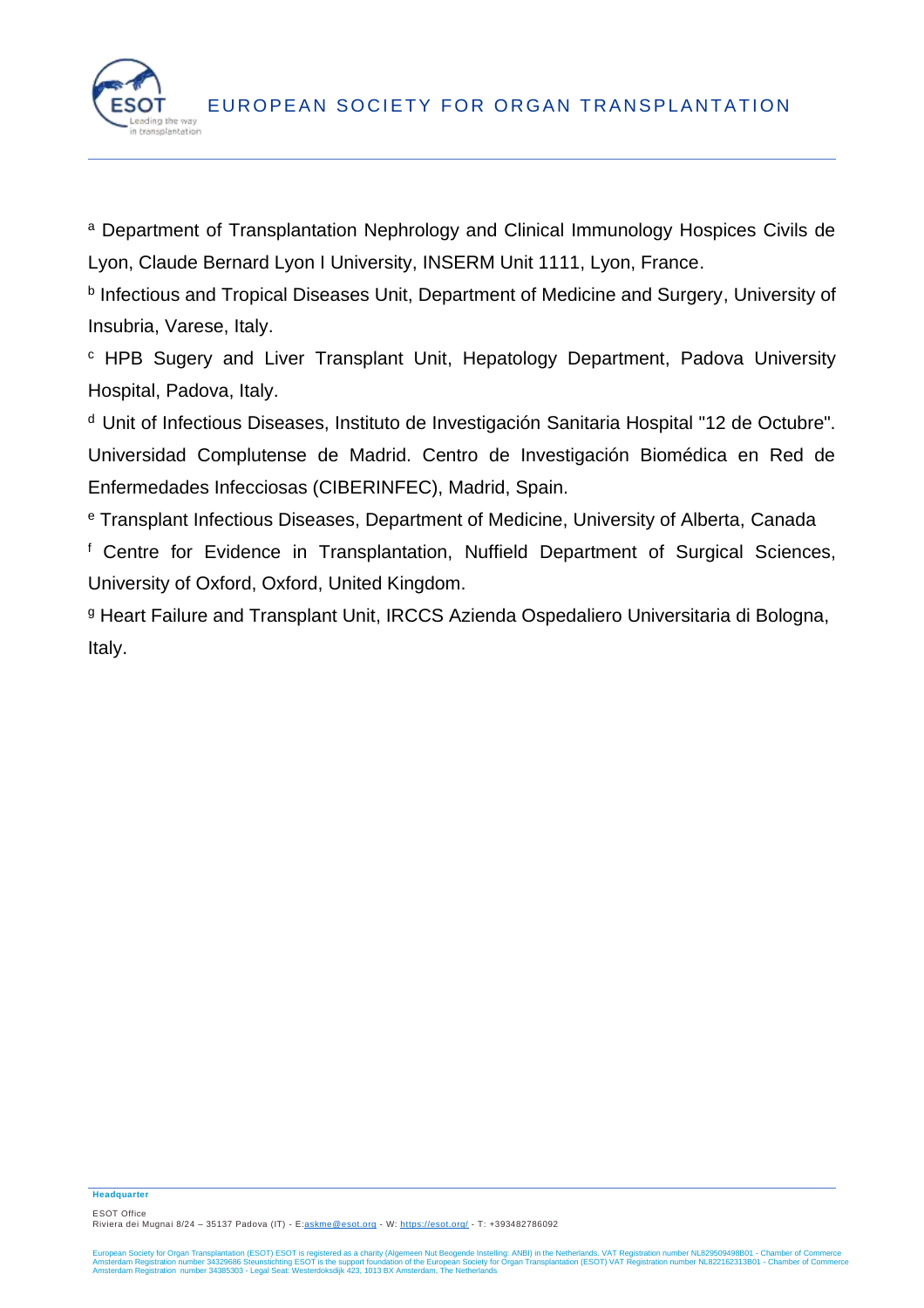[a] Department of Transplantation Nephrology and Clinical Immunology Hospices Civils de Lyon, Claude Bernard Lyon I University, INSERM Unit 1111, Lyon, France.

[b] Infectious and Tropical Diseases Unit, Department of Medicine and Surgery, University of Insubria, Varese, Italy.

[c] HPB Sugery and Liver Transplant Unit, Hepatology Department, Padova University Hospital, Padova, Italy.

[d] Unit of Infectious Diseases, Instituto de Investigación Sanitaria Hospital "12 de Octubre". Universidad Complutense de Madrid. Centro de Investigación Biomédica en Red de Enfermedades Infecciosas (CIBERINFEC), Madrid, Spain.

[e] Transplant Infectious Diseases, Department of Medicine, University of Alberta, Canada

[f] Centre for Evidence in Transplantation, Nuffield Department of Surgical Sciences, University of Oxford, Oxford, United Kingdom.

[g] Heart Failure and Transplant Unit, IRCCS Azienda Ospedaliero Universitaria di Bologna, Italy.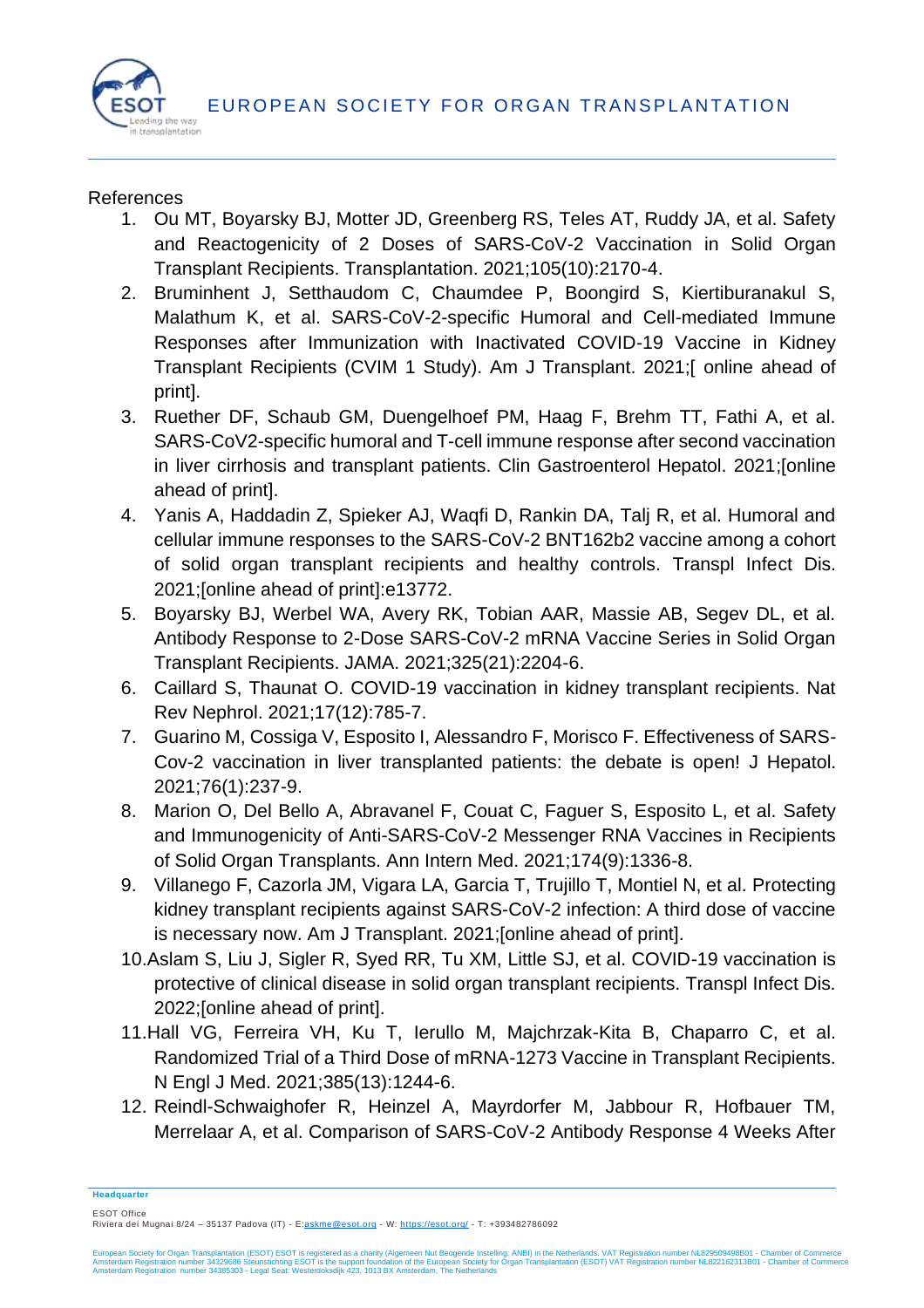References

1. Ou MT, Boyarsky BJ, Motter JD, Greenberg RS, Teles AT, Ruddy JA, et al. Safety and Reactogenicity of 2 Doses of SARS-CoV-2 Vaccination in Solid Organ Transplant Recipients. Transplantation. 2021;105(10):2170-4.
2. Bruminhent J, Setthaudom C, Chaumdee P, Boongird S, Kiertiburanakul S, Malathum K, et al. SARS-CoV-2-specific Humoral and Cell-mediated Immune Responses after Immunization with Inactivated COVID-19 Vaccine in Kidney Transplant Recipients (CVIM 1 Study). Am J Transplant. 2021;[ online ahead of print].
3. Ruether DF, Schaub GM, Duengelhoef PM, Haag F, Brehm TT, Fathi A, et al. SARS-CoV2-specific humoral and T-cell immune response after second vaccination in liver cirrhosis and transplant patients. Clin Gastroenterol Hepatol. 2021;[online ahead of print].
4. Yanis A, Haddadin Z, Spieker AJ, Waqfi D, Rankin DA, Talj R, et al. Humoral and cellular immune responses to the SARS-CoV-2 BNT162b2 vaccine among a cohort of solid organ transplant recipients and healthy controls. Transpl Infect Dis. 2021;[online ahead of print]:e13772.
5. Boyarsky BJ, Werbel WA, Avery RK, Tobian AAR, Massie AB, Segev DL, et al. Antibody Response to 2-Dose SARS-CoV-2 mRNA Vaccine Series in Solid Organ Transplant Recipients. JAMA. 2021;325(21):2204-6.
6. Caillard S, Thaunat O. COVID-19 vaccination in kidney transplant recipients. Nat Rev Nephrol. 2021;17(12):785-7.
7. Guarino M, Cossiga V, Esposito I, Alessandro F, Morisco F. Effectiveness of SARS-Cov-2 vaccination in liver transplanted patients: the debate is open! J Hepatol. 2021;76(1):237-9.
8. Marion O, Del Bello A, Abravanel F, Couat C, Faguer S, Esposito L, et al. Safety and Immunogenicity of Anti-SARS-CoV-2 Messenger RNA Vaccines in Recipients of Solid Organ Transplants. Ann Intern Med. 2021;174(9):1336-8.
9. Villanego F, Cazorla JM, Vigara LA, Garcia T, Trujillo T, Montiel N, et al. Protecting kidney transplant recipients against SARS-CoV-2 infection: A third dose of vaccine is necessary now. Am J Transplant. 2021;[online ahead of print].
10. Aslam S, Liu J, Sigler R, Syed RR, Tu XM, Little SJ, et al. COVID-19 vaccination is protective of clinical disease in solid organ transplant recipients. Transpl Infect Dis. 2022;[online ahead of print].
11. Hall VG, Ferreira VH, Ku T, Ierullo M, Majchrzak-Kita B, Chaparro C, et al. Randomized Trial of a Third Dose of mRNA-1273 Vaccine in Transplant Recipients. N Engl J Med. 2021;385(13):1244-6.
12. Reindl-Schwaighofer R, Heinzel A, Mayrdorfer M, Jabbour R, Hofbauer TM, Merrelaar A, et al. Comparison of SARS-CoV-2 Antibody Response 4 Weeks After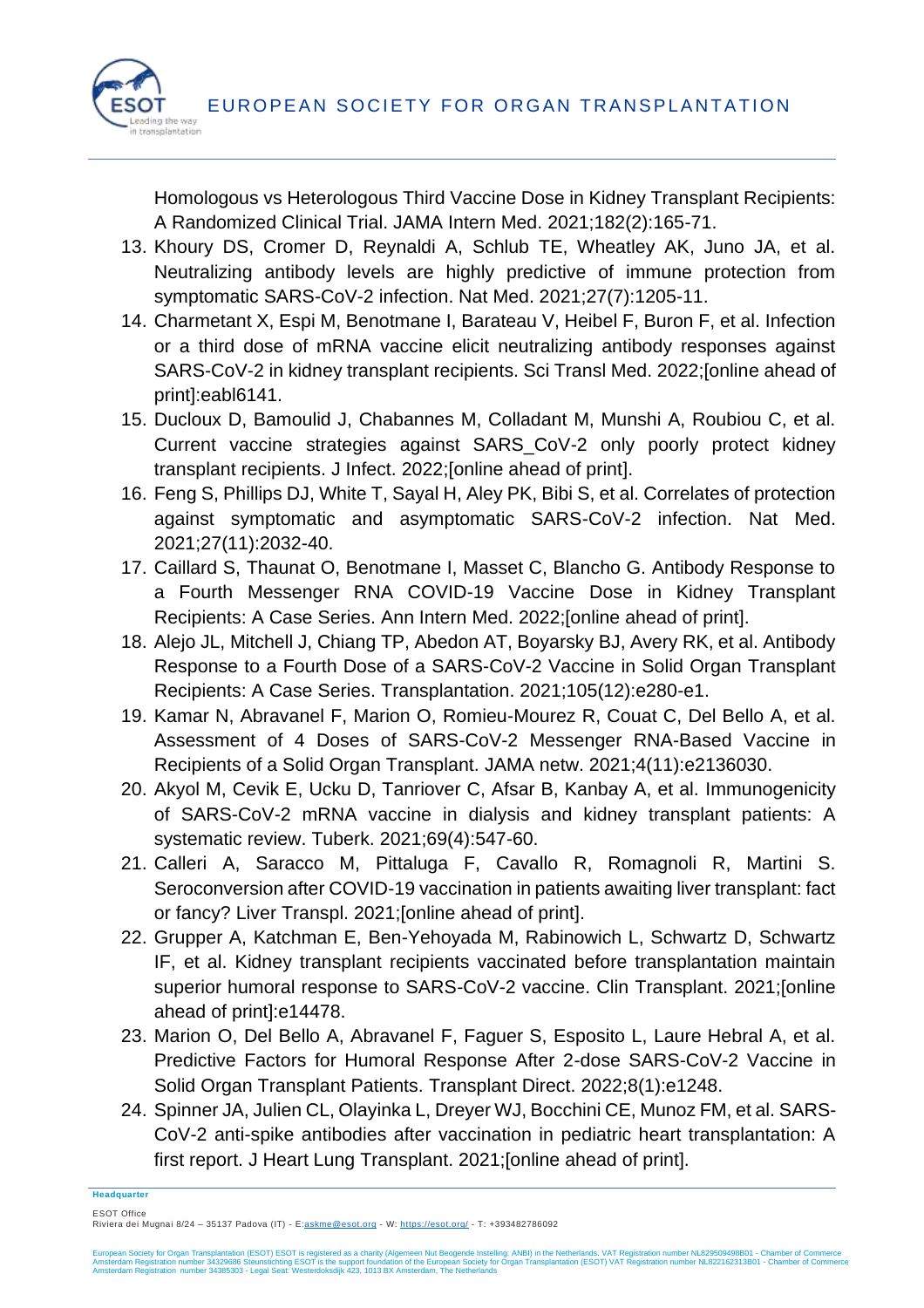Homologous vs Heterologous Third Vaccine Dose in Kidney Transplant Recipients: A Randomized Clinical Trial. JAMA Intern Med. 2021;182(2):165-71.

13. Khoury DS, Cromer D, Reynaldi A, Schlub TE, Wheatley AK, Juno JA, et al. Neutralizing antibody levels are highly predictive of immune protection from symptomatic SARS-CoV-2 infection. Nat Med. 2021;27(7):1205-11.
14. Charmetant X, Espi M, Benotmane I, Barateau V, Heibel F, Buron F, et al. Infection or a third dose of mRNA vaccine elicit neutralizing antibody responses against SARS-CoV-2 in kidney transplant recipients. Sci Transl Med. 2022;[online ahead of print]:eabl6141.
15. Ducloux D, Bamoulid J, Chabannes M, Colladant M, Munshi A, Roubiou C, et al. Current vaccine strategies against SARS_CoV-2 only poorly protect kidney transplant recipients. J Infect. 2022;[online ahead of print].
16. Feng S, Phillips DJ, White T, Sayal H, Aley PK, Bibi S, et al. Correlates of protection against symptomatic and asymptomatic SARS-CoV-2 infection. Nat Med. 2021;27(11):2032-40.
17. Caillard S, Thaunat O, Benotmane I, Masset C, Blancho G. Antibody Response to a Fourth Messenger RNA COVID-19 Vaccine Dose in Kidney Transplant Recipients: A Case Series. Ann Intern Med. 2022;[online ahead of print].
18. Alejo JL, Mitchell J, Chiang TP, Abedon AT, Boyarsky BJ, Avery RK, et al. Antibody Response to a Fourth Dose of a SARS-CoV-2 Vaccine in Solid Organ Transplant Recipients: A Case Series. Transplantation. 2021;105(12):e280-e1.
19. Kamar N, Abravanel F, Marion O, Romieu-Mourez R, Couat C, Del Bello A, et al. Assessment of 4 Doses of SARS-CoV-2 Messenger RNA-Based Vaccine in Recipients of a Solid Organ Transplant. JAMA netw. 2021;4(11):e2136030.
20. Akyol M, Cevik E, Ucku D, Tanriover C, Afsar B, Kanbay A, et al. Immunogenicity of SARS-CoV-2 mRNA vaccine in dialysis and kidney transplant patients: A systematic review. Tuberk. 2021;69(4):547-60.
21. Calleri A, Saracco M, Pittaluga F, Cavallo R, Romagnoli R, Martini S. Seroconversion after COVID-19 vaccination in patients awaiting liver transplant: fact or fancy? Liver Transpl. 2021;[online ahead of print].
22. Grupper A, Katchman E, Ben-Yehoyada M, Rabinowich L, Schwartz D, Schwartz IF, et al. Kidney transplant recipients vaccinated before transplantation maintain superior humoral response to SARS-CoV-2 vaccine. Clin Transplant. 2021;[online ahead of print]:e14478.
23. Marion O, Del Bello A, Abravanel F, Faguer S, Esposito L, Laure Hebral A, et al. Predictive Factors for Humoral Response After 2-dose SARS-CoV-2 Vaccine in Solid Organ Transplant Patients. Transplant Direct. 2022;8(1):e1248.
24. Spinner JA, Julien CL, Olayinka L, Dreyer WJ, Bocchini CE, Munoz FM, et al. SARS-CoV-2 anti-spike antibodies after vaccination in pediatric heart transplantation: A first report. J Heart Lung Transplant. 2021;[online ahead of print].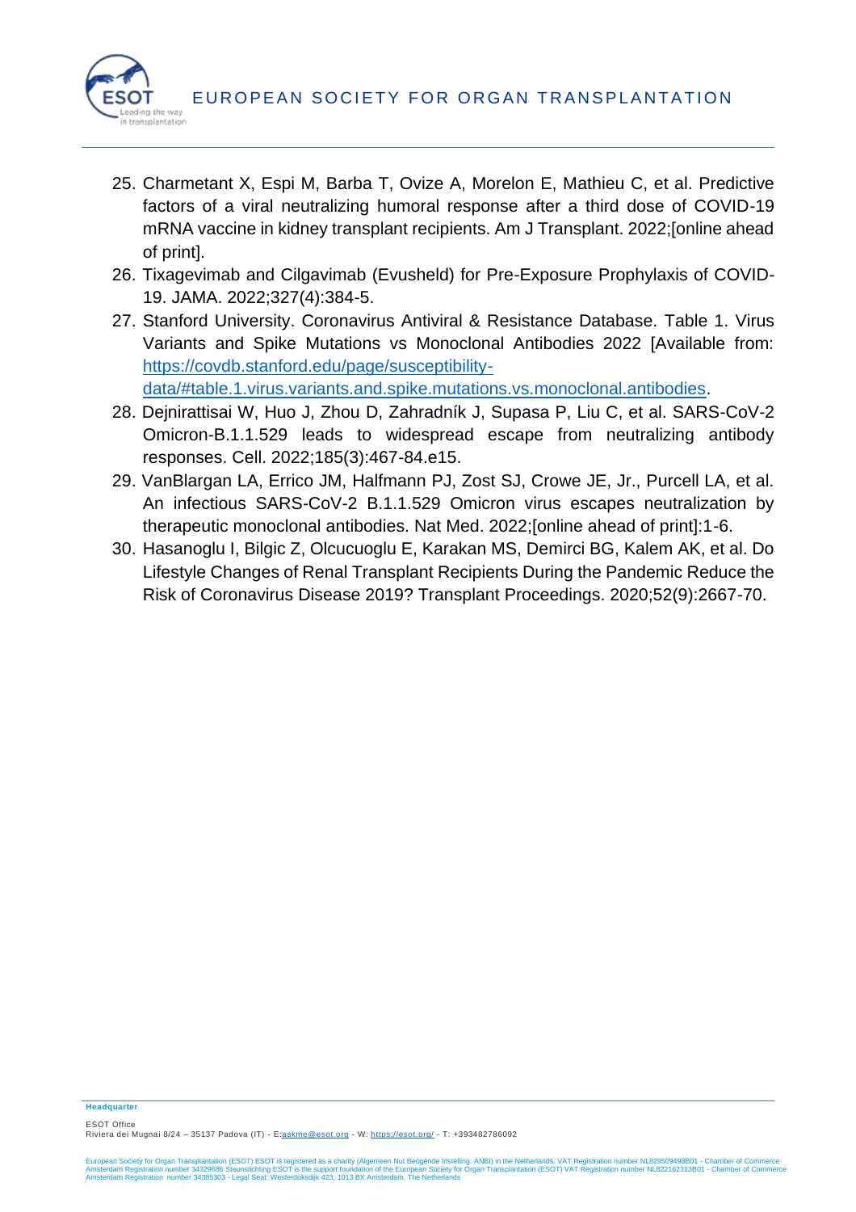25. Charmetant X, Espi M, Barba T, Ovize A, Morelon E, Mathieu C, et al. Predictive factors of a viral neutralizing humoral response after a third dose of COVID-19 mRNA vaccine in kidney transplant recipients. Am J Transplant. 2022;[online ahead of print].
26. Tixagevimab and Cilgavimab (Evusheld) for Pre-Exposure Prophylaxis of COVID-19. JAMA. 2022;327(4):384-5.
27. Stanford University. Coronavirus Antiviral & Resistance Database. Table 1. Virus Variants and Spike Mutations vs Monoclonal Antibodies 2022 [Available from: https://covdb.stanford.edu/page/susceptibility-data/#table.1.virus.variants.and.spike.mutations.vs.monoclonal.antibodies.
28. Dejnirattisai W, Huo J, Zhou D, Zahradník J, Supasa P, Liu C, et al. SARS-CoV-2 Omicron-B.1.1.529 leads to widespread escape from neutralizing antibody responses. Cell. 2022;185(3):467-84.e15.
29. VanBlargan LA, Errico JM, Halfmann PJ, Zost SJ, Crowe JE, Jr., Purcell LA, et al. An infectious SARS-CoV-2 B.1.1.529 Omicron virus escapes neutralization by therapeutic monoclonal antibodies. Nat Med. 2022;[online ahead of print]:1-6.
30. Hasanoglu I, Bilgic Z, Olcucuoglu E, Karakan MS, Demirci BG, Kalem AK, et al. Do Lifestyle Changes of Renal Transplant Recipients During the Pandemic Reduce the Risk of Coronavirus Disease 2019? Transplant Proceedings. 2020;52(9):2667-70.